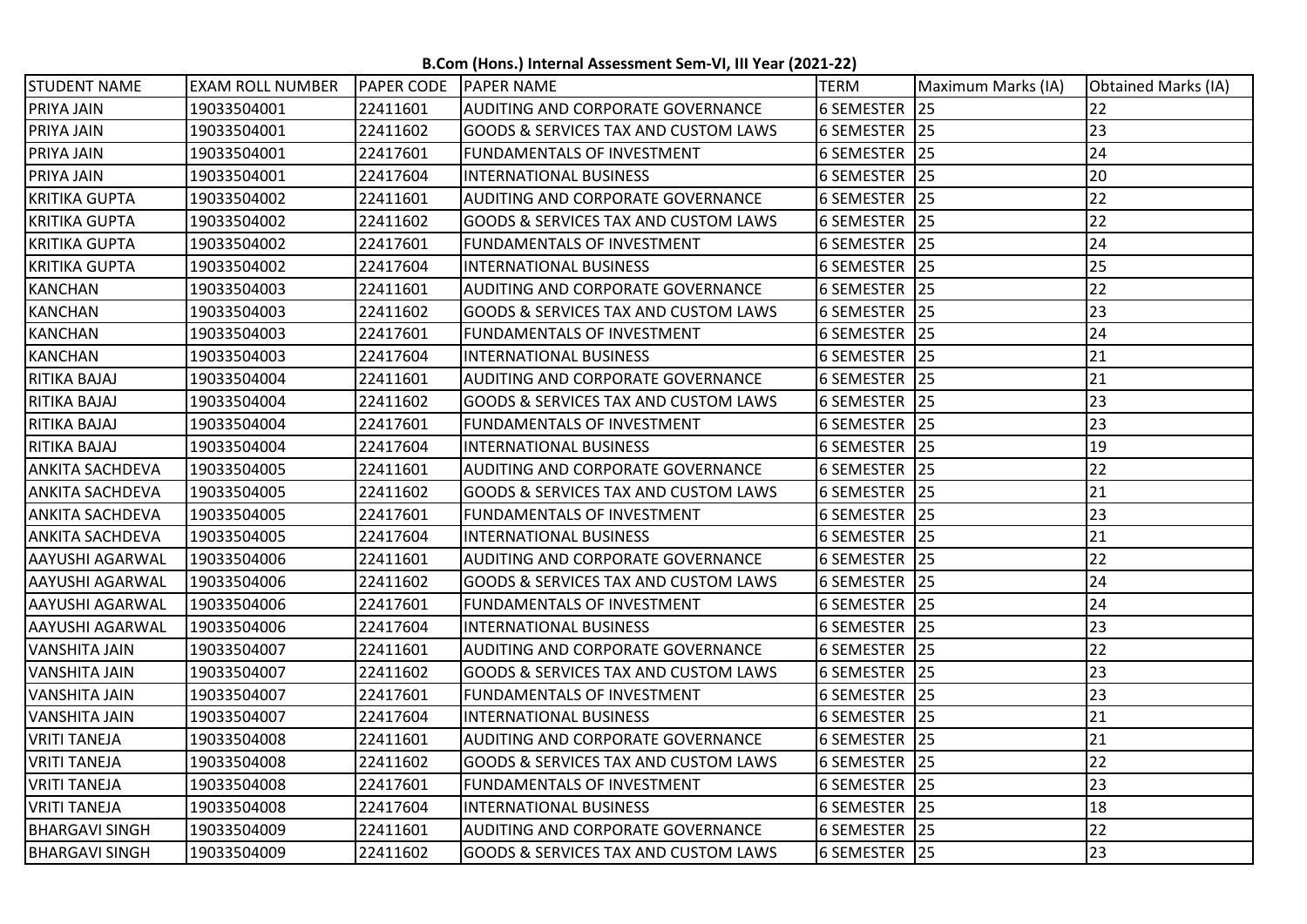**B.Com (Hons.) Internal Assessment Sem-VI, III Year (2021-22)**

| STUDENT NAME | EXAM ROLL NUMBER | PAPER CODE | PAPER NAME | TERM | Maximum Marks (IA) | Obtained Marks (IA) |
|---|---|---|---|---|---|---|
| PRIYA JAIN | 19033504001 | 22411601 | AUDITING AND CORPORATE GOVERNANCE | 6 SEMESTER | 25 | 22 |
| PRIYA JAIN | 19033504001 | 22411602 | GOODS & SERVICES TAX AND CUSTOM LAWS | 6 SEMESTER | 25 | 23 |
| PRIYA JAIN | 19033504001 | 22417601 | FUNDAMENTALS OF INVESTMENT | 6 SEMESTER | 25 | 24 |
| PRIYA JAIN | 19033504001 | 22417604 | INTERNATIONAL BUSINESS | 6 SEMESTER | 25 | 20 |
| KRITIKA GUPTA | 19033504002 | 22411601 | AUDITING AND CORPORATE GOVERNANCE | 6 SEMESTER | 25 | 22 |
| KRITIKA GUPTA | 19033504002 | 22411602 | GOODS & SERVICES TAX AND CUSTOM LAWS | 6 SEMESTER | 25 | 22 |
| KRITIKA GUPTA | 19033504002 | 22417601 | FUNDAMENTALS OF INVESTMENT | 6 SEMESTER | 25 | 24 |
| KRITIKA GUPTA | 19033504002 | 22417604 | INTERNATIONAL BUSINESS | 6 SEMESTER | 25 | 25 |
| KANCHAN | 19033504003 | 22411601 | AUDITING AND CORPORATE GOVERNANCE | 6 SEMESTER | 25 | 22 |
| KANCHAN | 19033504003 | 22411602 | GOODS & SERVICES TAX AND CUSTOM LAWS | 6 SEMESTER | 25 | 23 |
| KANCHAN | 19033504003 | 22417601 | FUNDAMENTALS OF INVESTMENT | 6 SEMESTER | 25 | 24 |
| KANCHAN | 19033504003 | 22417604 | INTERNATIONAL BUSINESS | 6 SEMESTER | 25 | 21 |
| RITIKA BAJAJ | 19033504004 | 22411601 | AUDITING AND CORPORATE GOVERNANCE | 6 SEMESTER | 25 | 21 |
| RITIKA BAJAJ | 19033504004 | 22411602 | GOODS & SERVICES TAX AND CUSTOM LAWS | 6 SEMESTER | 25 | 23 |
| RITIKA BAJAJ | 19033504004 | 22417601 | FUNDAMENTALS OF INVESTMENT | 6 SEMESTER | 25 | 23 |
| RITIKA BAJAJ | 19033504004 | 22417604 | INTERNATIONAL BUSINESS | 6 SEMESTER | 25 | 19 |
| ANKITA SACHDEVA | 19033504005 | 22411601 | AUDITING AND CORPORATE GOVERNANCE | 6 SEMESTER | 25 | 22 |
| ANKITA SACHDEVA | 19033504005 | 22411602 | GOODS & SERVICES TAX AND CUSTOM LAWS | 6 SEMESTER | 25 | 21 |
| ANKITA SACHDEVA | 19033504005 | 22417601 | FUNDAMENTALS OF INVESTMENT | 6 SEMESTER | 25 | 23 |
| ANKITA SACHDEVA | 19033504005 | 22417604 | INTERNATIONAL BUSINESS | 6 SEMESTER | 25 | 21 |
| AAYUSHI AGARWAL | 19033504006 | 22411601 | AUDITING AND CORPORATE GOVERNANCE | 6 SEMESTER | 25 | 22 |
| AAYUSHI AGARWAL | 19033504006 | 22411602 | GOODS & SERVICES TAX AND CUSTOM LAWS | 6 SEMESTER | 25 | 24 |
| AAYUSHI AGARWAL | 19033504006 | 22417601 | FUNDAMENTALS OF INVESTMENT | 6 SEMESTER | 25 | 24 |
| AAYUSHI AGARWAL | 19033504006 | 22417604 | INTERNATIONAL BUSINESS | 6 SEMESTER | 25 | 23 |
| VANSHITA JAIN | 19033504007 | 22411601 | AUDITING AND CORPORATE GOVERNANCE | 6 SEMESTER | 25 | 22 |
| VANSHITA JAIN | 19033504007 | 22411602 | GOODS & SERVICES TAX AND CUSTOM LAWS | 6 SEMESTER | 25 | 23 |
| VANSHITA JAIN | 19033504007 | 22417601 | FUNDAMENTALS OF INVESTMENT | 6 SEMESTER | 25 | 23 |
| VANSHITA JAIN | 19033504007 | 22417604 | INTERNATIONAL BUSINESS | 6 SEMESTER | 25 | 21 |
| VRITI TANEJA | 19033504008 | 22411601 | AUDITING AND CORPORATE GOVERNANCE | 6 SEMESTER | 25 | 21 |
| VRITI TANEJA | 19033504008 | 22411602 | GOODS & SERVICES TAX AND CUSTOM LAWS | 6 SEMESTER | 25 | 22 |
| VRITI TANEJA | 19033504008 | 22417601 | FUNDAMENTALS OF INVESTMENT | 6 SEMESTER | 25 | 23 |
| VRITI TANEJA | 19033504008 | 22417604 | INTERNATIONAL BUSINESS | 6 SEMESTER | 25 | 18 |
| BHARGAVI SINGH | 19033504009 | 22411601 | AUDITING AND CORPORATE GOVERNANCE | 6 SEMESTER | 25 | 22 |
| BHARGAVI SINGH | 19033504009 | 22411602 | GOODS & SERVICES TAX AND CUSTOM LAWS | 6 SEMESTER | 25 | 23 |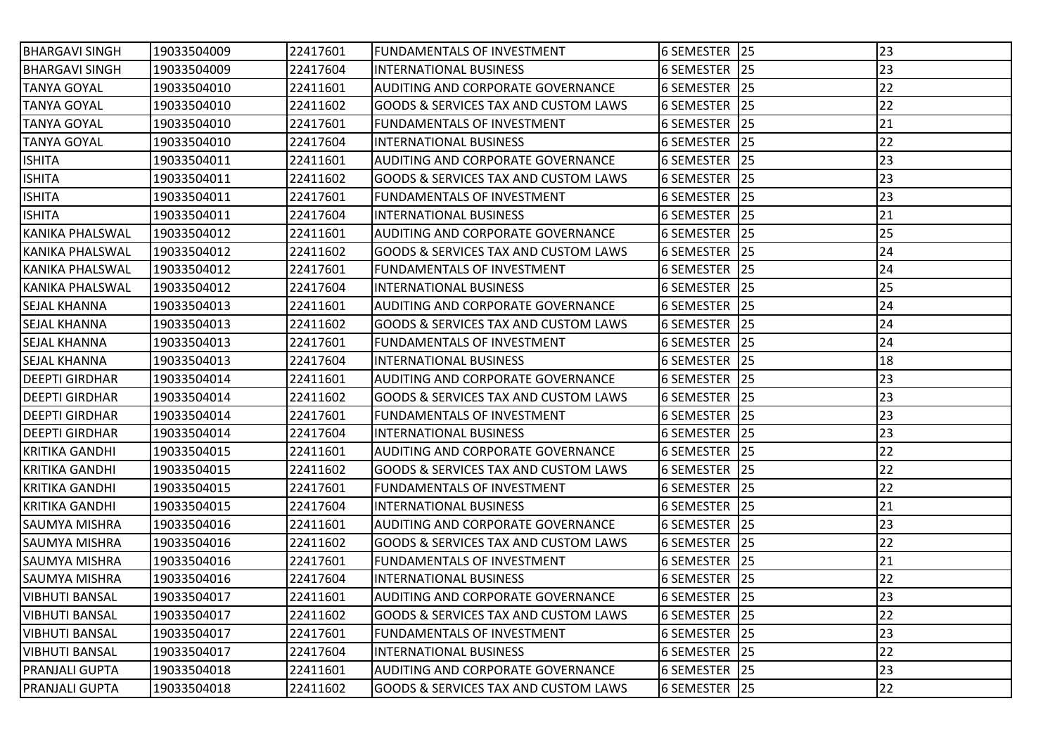| | | | | | | |
|---|---|---|---|---|---|---|
| BHARGAVI SINGH | 19033504009 | 22417601 | FUNDAMENTALS OF INVESTMENT | 6 SEMESTER | 25 | 23 |
| BHARGAVI SINGH | 19033504009 | 22417604 | INTERNATIONAL BUSINESS | 6 SEMESTER | 25 | 23 |
| TANYA GOYAL | 19033504010 | 22411601 | AUDITING AND CORPORATE GOVERNANCE | 6 SEMESTER | 25 | 22 |
| TANYA GOYAL | 19033504010 | 22411602 | GOODS & SERVICES TAX AND CUSTOM LAWS | 6 SEMESTER | 25 | 22 |
| TANYA GOYAL | 19033504010 | 22417601 | FUNDAMENTALS OF INVESTMENT | 6 SEMESTER | 25 | 21 |
| TANYA GOYAL | 19033504010 | 22417604 | INTERNATIONAL BUSINESS | 6 SEMESTER | 25 | 22 |
| ISHITA | 19033504011 | 22411601 | AUDITING AND CORPORATE GOVERNANCE | 6 SEMESTER | 25 | 23 |
| ISHITA | 19033504011 | 22411602 | GOODS & SERVICES TAX AND CUSTOM LAWS | 6 SEMESTER | 25 | 23 |
| ISHITA | 19033504011 | 22417601 | FUNDAMENTALS OF INVESTMENT | 6 SEMESTER | 25 | 23 |
| ISHITA | 19033504011 | 22417604 | INTERNATIONAL BUSINESS | 6 SEMESTER | 25 | 21 |
| KANIKA PHALSWAL | 19033504012 | 22411601 | AUDITING AND CORPORATE GOVERNANCE | 6 SEMESTER | 25 | 25 |
| KANIKA PHALSWAL | 19033504012 | 22411602 | GOODS & SERVICES TAX AND CUSTOM LAWS | 6 SEMESTER | 25 | 24 |
| KANIKA PHALSWAL | 19033504012 | 22417601 | FUNDAMENTALS OF INVESTMENT | 6 SEMESTER | 25 | 24 |
| KANIKA PHALSWAL | 19033504012 | 22417604 | INTERNATIONAL BUSINESS | 6 SEMESTER | 25 | 25 |
| SEJAL KHANNA | 19033504013 | 22411601 | AUDITING AND CORPORATE GOVERNANCE | 6 SEMESTER | 25 | 24 |
| SEJAL KHANNA | 19033504013 | 22411602 | GOODS & SERVICES TAX AND CUSTOM LAWS | 6 SEMESTER | 25 | 24 |
| SEJAL KHANNA | 19033504013 | 22417601 | FUNDAMENTALS OF INVESTMENT | 6 SEMESTER | 25 | 24 |
| SEJAL KHANNA | 19033504013 | 22417604 | INTERNATIONAL BUSINESS | 6 SEMESTER | 25 | 18 |
| DEEPTI GIRDHAR | 19033504014 | 22411601 | AUDITING AND CORPORATE GOVERNANCE | 6 SEMESTER | 25 | 23 |
| DEEPTI GIRDHAR | 19033504014 | 22411602 | GOODS & SERVICES TAX AND CUSTOM LAWS | 6 SEMESTER | 25 | 23 |
| DEEPTI GIRDHAR | 19033504014 | 22417601 | FUNDAMENTALS OF INVESTMENT | 6 SEMESTER | 25 | 23 |
| DEEPTI GIRDHAR | 19033504014 | 22417604 | INTERNATIONAL BUSINESS | 6 SEMESTER | 25 | 23 |
| KRITIKA GANDHI | 19033504015 | 22411601 | AUDITING AND CORPORATE GOVERNANCE | 6 SEMESTER | 25 | 22 |
| KRITIKA GANDHI | 19033504015 | 22411602 | GOODS & SERVICES TAX AND CUSTOM LAWS | 6 SEMESTER | 25 | 22 |
| KRITIKA GANDHI | 19033504015 | 22417601 | FUNDAMENTALS OF INVESTMENT | 6 SEMESTER | 25 | 22 |
| KRITIKA GANDHI | 19033504015 | 22417604 | INTERNATIONAL BUSINESS | 6 SEMESTER | 25 | 21 |
| SAUMYA MISHRA | 19033504016 | 22411601 | AUDITING AND CORPORATE GOVERNANCE | 6 SEMESTER | 25 | 23 |
| SAUMYA MISHRA | 19033504016 | 22411602 | GOODS & SERVICES TAX AND CUSTOM LAWS | 6 SEMESTER | 25 | 22 |
| SAUMYA MISHRA | 19033504016 | 22417601 | FUNDAMENTALS OF INVESTMENT | 6 SEMESTER | 25 | 21 |
| SAUMYA MISHRA | 19033504016 | 22417604 | INTERNATIONAL BUSINESS | 6 SEMESTER | 25 | 22 |
| VIBHUTI BANSAL | 19033504017 | 22411601 | AUDITING AND CORPORATE GOVERNANCE | 6 SEMESTER | 25 | 23 |
| VIBHUTI BANSAL | 19033504017 | 22411602 | GOODS & SERVICES TAX AND CUSTOM LAWS | 6 SEMESTER | 25 | 22 |
| VIBHUTI BANSAL | 19033504017 | 22417601 | FUNDAMENTALS OF INVESTMENT | 6 SEMESTER | 25 | 23 |
| VIBHUTI BANSAL | 19033504017 | 22417604 | INTERNATIONAL BUSINESS | 6 SEMESTER | 25 | 22 |
| PRANJALI GUPTA | 19033504018 | 22411601 | AUDITING AND CORPORATE GOVERNANCE | 6 SEMESTER | 25 | 23 |
| PRANJALI GUPTA | 19033504018 | 22411602 | GOODS & SERVICES TAX AND CUSTOM LAWS | 6 SEMESTER | 25 | 22 |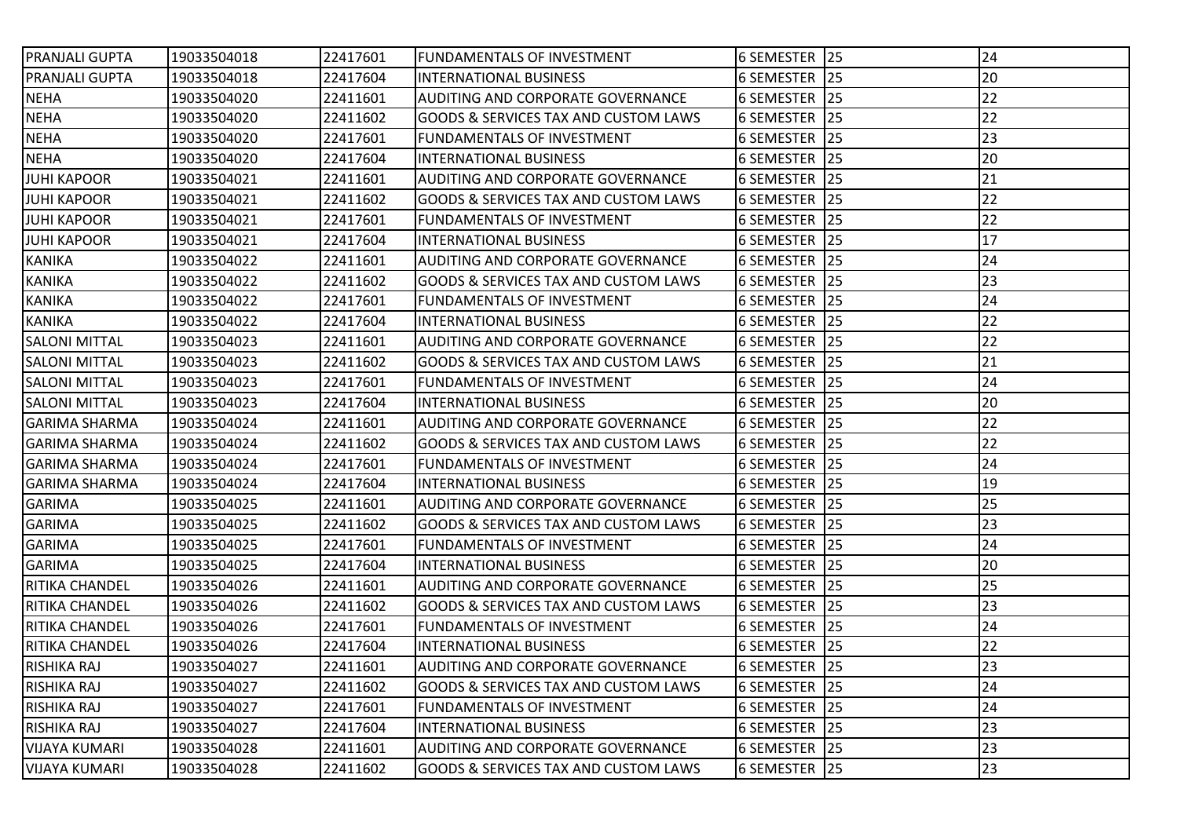| | | | | | | |
|---|---|---|---|---|---|---|
| PRANJALI GUPTA | 19033504018 | 22417601 | FUNDAMENTALS OF INVESTMENT | 6 SEMESTER | 25 | 24 |
| PRANJALI GUPTA | 19033504018 | 22417604 | INTERNATIONAL BUSINESS | 6 SEMESTER | 25 | 20 |
| NEHA | 19033504020 | 22411601 | AUDITING AND CORPORATE GOVERNANCE | 6 SEMESTER | 25 | 22 |
| NEHA | 19033504020 | 22411602 | GOODS & SERVICES TAX AND CUSTOM LAWS | 6 SEMESTER | 25 | 22 |
| NEHA | 19033504020 | 22417601 | FUNDAMENTALS OF INVESTMENT | 6 SEMESTER | 25 | 23 |
| NEHA | 19033504020 | 22417604 | INTERNATIONAL BUSINESS | 6 SEMESTER | 25 | 20 |
| JUHI KAPOOR | 19033504021 | 22411601 | AUDITING AND CORPORATE GOVERNANCE | 6 SEMESTER | 25 | 21 |
| JUHI KAPOOR | 19033504021 | 22411602 | GOODS & SERVICES TAX AND CUSTOM LAWS | 6 SEMESTER | 25 | 22 |
| JUHI KAPOOR | 19033504021 | 22417601 | FUNDAMENTALS OF INVESTMENT | 6 SEMESTER | 25 | 22 |
| JUHI KAPOOR | 19033504021 | 22417604 | INTERNATIONAL BUSINESS | 6 SEMESTER | 25 | 17 |
| KANIKA | 19033504022 | 22411601 | AUDITING AND CORPORATE GOVERNANCE | 6 SEMESTER | 25 | 24 |
| KANIKA | 19033504022 | 22411602 | GOODS & SERVICES TAX AND CUSTOM LAWS | 6 SEMESTER | 25 | 23 |
| KANIKA | 19033504022 | 22417601 | FUNDAMENTALS OF INVESTMENT | 6 SEMESTER | 25 | 24 |
| KANIKA | 19033504022 | 22417604 | INTERNATIONAL BUSINESS | 6 SEMESTER | 25 | 22 |
| SALONI MITTAL | 19033504023 | 22411601 | AUDITING AND CORPORATE GOVERNANCE | 6 SEMESTER | 25 | 22 |
| SALONI MITTAL | 19033504023 | 22411602 | GOODS & SERVICES TAX AND CUSTOM LAWS | 6 SEMESTER | 25 | 21 |
| SALONI MITTAL | 19033504023 | 22417601 | FUNDAMENTALS OF INVESTMENT | 6 SEMESTER | 25 | 24 |
| SALONI MITTAL | 19033504023 | 22417604 | INTERNATIONAL BUSINESS | 6 SEMESTER | 25 | 20 |
| GARIMA SHARMA | 19033504024 | 22411601 | AUDITING AND CORPORATE GOVERNANCE | 6 SEMESTER | 25 | 22 |
| GARIMA SHARMA | 19033504024 | 22411602 | GOODS & SERVICES TAX AND CUSTOM LAWS | 6 SEMESTER | 25 | 22 |
| GARIMA SHARMA | 19033504024 | 22417601 | FUNDAMENTALS OF INVESTMENT | 6 SEMESTER | 25 | 24 |
| GARIMA SHARMA | 19033504024 | 22417604 | INTERNATIONAL BUSINESS | 6 SEMESTER | 25 | 19 |
| GARIMA | 19033504025 | 22411601 | AUDITING AND CORPORATE GOVERNANCE | 6 SEMESTER | 25 | 25 |
| GARIMA | 19033504025 | 22411602 | GOODS & SERVICES TAX AND CUSTOM LAWS | 6 SEMESTER | 25 | 23 |
| GARIMA | 19033504025 | 22417601 | FUNDAMENTALS OF INVESTMENT | 6 SEMESTER | 25 | 24 |
| GARIMA | 19033504025 | 22417604 | INTERNATIONAL BUSINESS | 6 SEMESTER | 25 | 20 |
| RITIKA CHANDEL | 19033504026 | 22411601 | AUDITING AND CORPORATE GOVERNANCE | 6 SEMESTER | 25 | 25 |
| RITIKA CHANDEL | 19033504026 | 22411602 | GOODS & SERVICES TAX AND CUSTOM LAWS | 6 SEMESTER | 25 | 23 |
| RITIKA CHANDEL | 19033504026 | 22417601 | FUNDAMENTALS OF INVESTMENT | 6 SEMESTER | 25 | 24 |
| RITIKA CHANDEL | 19033504026 | 22417604 | INTERNATIONAL BUSINESS | 6 SEMESTER | 25 | 22 |
| RISHIKA RAJ | 19033504027 | 22411601 | AUDITING AND CORPORATE GOVERNANCE | 6 SEMESTER | 25 | 23 |
| RISHIKA RAJ | 19033504027 | 22411602 | GOODS & SERVICES TAX AND CUSTOM LAWS | 6 SEMESTER | 25 | 24 |
| RISHIKA RAJ | 19033504027 | 22417601 | FUNDAMENTALS OF INVESTMENT | 6 SEMESTER | 25 | 24 |
| RISHIKA RAJ | 19033504027 | 22417604 | INTERNATIONAL BUSINESS | 6 SEMESTER | 25 | 23 |
| VIJAYA KUMARI | 19033504028 | 22411601 | AUDITING AND CORPORATE GOVERNANCE | 6 SEMESTER | 25 | 23 |
| VIJAYA KUMARI | 19033504028 | 22411602 | GOODS & SERVICES TAX AND CUSTOM LAWS | 6 SEMESTER | 25 | 23 |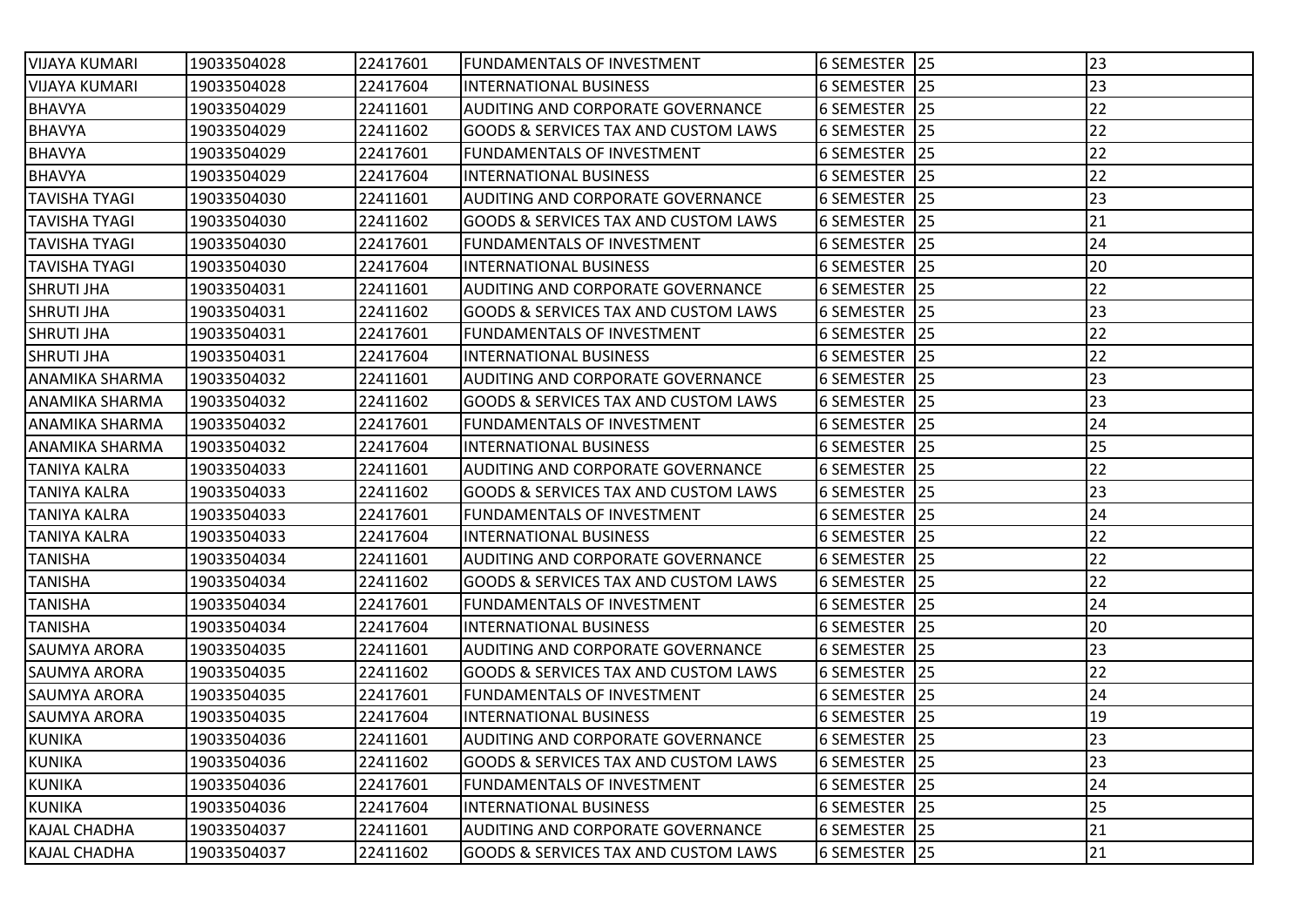| | | | | | | |
|---|---|---|---|---|---|---|
| VIJAYA KUMARI | 19033504028 | 22417601 | FUNDAMENTALS OF INVESTMENT | 6 SEMESTER | 25 | 23 |
| VIJAYA KUMARI | 19033504028 | 22417604 | INTERNATIONAL BUSINESS | 6 SEMESTER | 25 | 23 |
| BHAVYA | 19033504029 | 22411601 | AUDITING AND CORPORATE GOVERNANCE | 6 SEMESTER | 25 | 22 |
| BHAVYA | 19033504029 | 22411602 | GOODS & SERVICES TAX AND CUSTOM LAWS | 6 SEMESTER | 25 | 22 |
| BHAVYA | 19033504029 | 22417601 | FUNDAMENTALS OF INVESTMENT | 6 SEMESTER | 25 | 22 |
| BHAVYA | 19033504029 | 22417604 | INTERNATIONAL BUSINESS | 6 SEMESTER | 25 | 22 |
| TAVISHA TYAGI | 19033504030 | 22411601 | AUDITING AND CORPORATE GOVERNANCE | 6 SEMESTER | 25 | 23 |
| TAVISHA TYAGI | 19033504030 | 22411602 | GOODS & SERVICES TAX AND CUSTOM LAWS | 6 SEMESTER | 25 | 21 |
| TAVISHA TYAGI | 19033504030 | 22417601 | FUNDAMENTALS OF INVESTMENT | 6 SEMESTER | 25 | 24 |
| TAVISHA TYAGI | 19033504030 | 22417604 | INTERNATIONAL BUSINESS | 6 SEMESTER | 25 | 20 |
| SHRUTI JHA | 19033504031 | 22411601 | AUDITING AND CORPORATE GOVERNANCE | 6 SEMESTER | 25 | 22 |
| SHRUTI JHA | 19033504031 | 22411602 | GOODS & SERVICES TAX AND CUSTOM LAWS | 6 SEMESTER | 25 | 23 |
| SHRUTI JHA | 19033504031 | 22417601 | FUNDAMENTALS OF INVESTMENT | 6 SEMESTER | 25 | 22 |
| SHRUTI JHA | 19033504031 | 22417604 | INTERNATIONAL BUSINESS | 6 SEMESTER | 25 | 22 |
| ANAMIKA SHARMA | 19033504032 | 22411601 | AUDITING AND CORPORATE GOVERNANCE | 6 SEMESTER | 25 | 23 |
| ANAMIKA SHARMA | 19033504032 | 22411602 | GOODS & SERVICES TAX AND CUSTOM LAWS | 6 SEMESTER | 25 | 23 |
| ANAMIKA SHARMA | 19033504032 | 22417601 | FUNDAMENTALS OF INVESTMENT | 6 SEMESTER | 25 | 24 |
| ANAMIKA SHARMA | 19033504032 | 22417604 | INTERNATIONAL BUSINESS | 6 SEMESTER | 25 | 25 |
| TANIYA KALRA | 19033504033 | 22411601 | AUDITING AND CORPORATE GOVERNANCE | 6 SEMESTER | 25 | 22 |
| TANIYA KALRA | 19033504033 | 22411602 | GOODS & SERVICES TAX AND CUSTOM LAWS | 6 SEMESTER | 25 | 23 |
| TANIYA KALRA | 19033504033 | 22417601 | FUNDAMENTALS OF INVESTMENT | 6 SEMESTER | 25 | 24 |
| TANIYA KALRA | 19033504033 | 22417604 | INTERNATIONAL BUSINESS | 6 SEMESTER | 25 | 22 |
| TANISHA | 19033504034 | 22411601 | AUDITING AND CORPORATE GOVERNANCE | 6 SEMESTER | 25 | 22 |
| TANISHA | 19033504034 | 22411602 | GOODS & SERVICES TAX AND CUSTOM LAWS | 6 SEMESTER | 25 | 22 |
| TANISHA | 19033504034 | 22417601 | FUNDAMENTALS OF INVESTMENT | 6 SEMESTER | 25 | 24 |
| TANISHA | 19033504034 | 22417604 | INTERNATIONAL BUSINESS | 6 SEMESTER | 25 | 20 |
| SAUMYA ARORA | 19033504035 | 22411601 | AUDITING AND CORPORATE GOVERNANCE | 6 SEMESTER | 25 | 23 |
| SAUMYA ARORA | 19033504035 | 22411602 | GOODS & SERVICES TAX AND CUSTOM LAWS | 6 SEMESTER | 25 | 22 |
| SAUMYA ARORA | 19033504035 | 22417601 | FUNDAMENTALS OF INVESTMENT | 6 SEMESTER | 25 | 24 |
| SAUMYA ARORA | 19033504035 | 22417604 | INTERNATIONAL BUSINESS | 6 SEMESTER | 25 | 19 |
| KUNIKA | 19033504036 | 22411601 | AUDITING AND CORPORATE GOVERNANCE | 6 SEMESTER | 25 | 23 |
| KUNIKA | 19033504036 | 22411602 | GOODS & SERVICES TAX AND CUSTOM LAWS | 6 SEMESTER | 25 | 23 |
| KUNIKA | 19033504036 | 22417601 | FUNDAMENTALS OF INVESTMENT | 6 SEMESTER | 25 | 24 |
| KUNIKA | 19033504036 | 22417604 | INTERNATIONAL BUSINESS | 6 SEMESTER | 25 | 25 |
| KAJAL CHADHA | 19033504037 | 22411601 | AUDITING AND CORPORATE GOVERNANCE | 6 SEMESTER | 25 | 21 |
| KAJAL CHADHA | 19033504037 | 22411602 | GOODS & SERVICES TAX AND CUSTOM LAWS | 6 SEMESTER | 25 | 21 |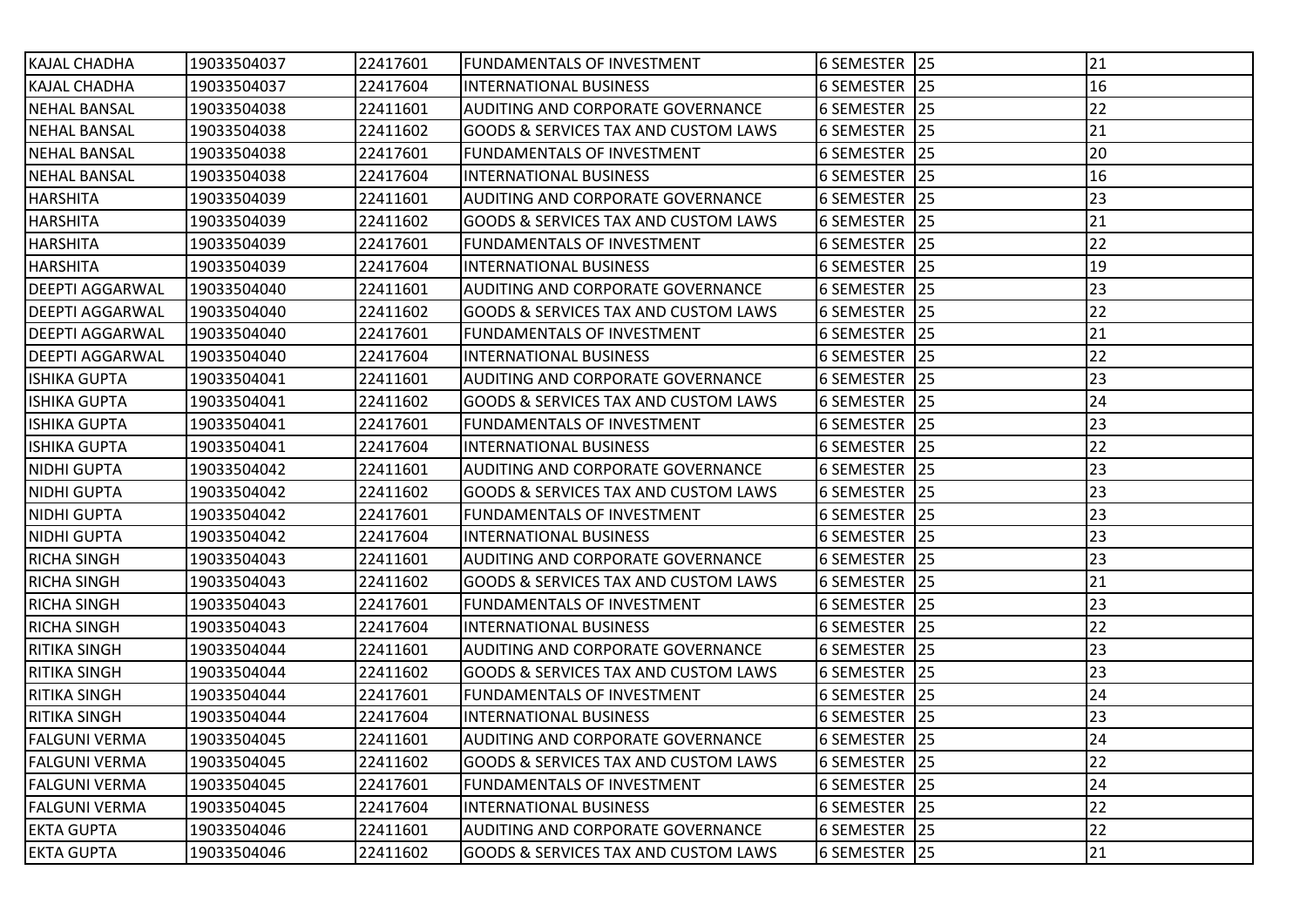| | | | | | | |
|---|---|---|---|---|---|---|
| KAJAL CHADHA | 19033504037 | 22417601 | FUNDAMENTALS OF INVESTMENT | 6 SEMESTER | 25 | 21 |
| KAJAL CHADHA | 19033504037 | 22417604 | INTERNATIONAL BUSINESS | 6 SEMESTER | 25 | 16 |
| NEHAL BANSAL | 19033504038 | 22411601 | AUDITING AND CORPORATE GOVERNANCE | 6 SEMESTER | 25 | 22 |
| NEHAL BANSAL | 19033504038 | 22411602 | GOODS & SERVICES TAX AND CUSTOM LAWS | 6 SEMESTER | 25 | 21 |
| NEHAL BANSAL | 19033504038 | 22417601 | FUNDAMENTALS OF INVESTMENT | 6 SEMESTER | 25 | 20 |
| NEHAL BANSAL | 19033504038 | 22417604 | INTERNATIONAL BUSINESS | 6 SEMESTER | 25 | 16 |
| HARSHITA | 19033504039 | 22411601 | AUDITING AND CORPORATE GOVERNANCE | 6 SEMESTER | 25 | 23 |
| HARSHITA | 19033504039 | 22411602 | GOODS & SERVICES TAX AND CUSTOM LAWS | 6 SEMESTER | 25 | 21 |
| HARSHITA | 19033504039 | 22417601 | FUNDAMENTALS OF INVESTMENT | 6 SEMESTER | 25 | 22 |
| HARSHITA | 19033504039 | 22417604 | INTERNATIONAL BUSINESS | 6 SEMESTER | 25 | 19 |
| DEEPTI AGGARWAL | 19033504040 | 22411601 | AUDITING AND CORPORATE GOVERNANCE | 6 SEMESTER | 25 | 23 |
| DEEPTI AGGARWAL | 19033504040 | 22411602 | GOODS & SERVICES TAX AND CUSTOM LAWS | 6 SEMESTER | 25 | 22 |
| DEEPTI AGGARWAL | 19033504040 | 22417601 | FUNDAMENTALS OF INVESTMENT | 6 SEMESTER | 25 | 21 |
| DEEPTI AGGARWAL | 19033504040 | 22417604 | INTERNATIONAL BUSINESS | 6 SEMESTER | 25 | 22 |
| ISHIKA GUPTA | 19033504041 | 22411601 | AUDITING AND CORPORATE GOVERNANCE | 6 SEMESTER | 25 | 23 |
| ISHIKA GUPTA | 19033504041 | 22411602 | GOODS & SERVICES TAX AND CUSTOM LAWS | 6 SEMESTER | 25 | 24 |
| ISHIKA GUPTA | 19033504041 | 22417601 | FUNDAMENTALS OF INVESTMENT | 6 SEMESTER | 25 | 23 |
| ISHIKA GUPTA | 19033504041 | 22417604 | INTERNATIONAL BUSINESS | 6 SEMESTER | 25 | 22 |
| NIDHI GUPTA | 19033504042 | 22411601 | AUDITING AND CORPORATE GOVERNANCE | 6 SEMESTER | 25 | 23 |
| NIDHI GUPTA | 19033504042 | 22411602 | GOODS & SERVICES TAX AND CUSTOM LAWS | 6 SEMESTER | 25 | 23 |
| NIDHI GUPTA | 19033504042 | 22417601 | FUNDAMENTALS OF INVESTMENT | 6 SEMESTER | 25 | 23 |
| NIDHI GUPTA | 19033504042 | 22417604 | INTERNATIONAL BUSINESS | 6 SEMESTER | 25 | 23 |
| RICHA SINGH | 19033504043 | 22411601 | AUDITING AND CORPORATE GOVERNANCE | 6 SEMESTER | 25 | 23 |
| RICHA SINGH | 19033504043 | 22411602 | GOODS & SERVICES TAX AND CUSTOM LAWS | 6 SEMESTER | 25 | 21 |
| RICHA SINGH | 19033504043 | 22417601 | FUNDAMENTALS OF INVESTMENT | 6 SEMESTER | 25 | 23 |
| RICHA SINGH | 19033504043 | 22417604 | INTERNATIONAL BUSINESS | 6 SEMESTER | 25 | 22 |
| RITIKA SINGH | 19033504044 | 22411601 | AUDITING AND CORPORATE GOVERNANCE | 6 SEMESTER | 25 | 23 |
| RITIKA SINGH | 19033504044 | 22411602 | GOODS & SERVICES TAX AND CUSTOM LAWS | 6 SEMESTER | 25 | 23 |
| RITIKA SINGH | 19033504044 | 22417601 | FUNDAMENTALS OF INVESTMENT | 6 SEMESTER | 25 | 24 |
| RITIKA SINGH | 19033504044 | 22417604 | INTERNATIONAL BUSINESS | 6 SEMESTER | 25 | 23 |
| FALGUNI VERMA | 19033504045 | 22411601 | AUDITING AND CORPORATE GOVERNANCE | 6 SEMESTER | 25 | 24 |
| FALGUNI VERMA | 19033504045 | 22411602 | GOODS & SERVICES TAX AND CUSTOM LAWS | 6 SEMESTER | 25 | 22 |
| FALGUNI VERMA | 19033504045 | 22417601 | FUNDAMENTALS OF INVESTMENT | 6 SEMESTER | 25 | 24 |
| FALGUNI VERMA | 19033504045 | 22417604 | INTERNATIONAL BUSINESS | 6 SEMESTER | 25 | 22 |
| EKTA GUPTA | 19033504046 | 22411601 | AUDITING AND CORPORATE GOVERNANCE | 6 SEMESTER | 25 | 22 |
| EKTA GUPTA | 19033504046 | 22411602 | GOODS & SERVICES TAX AND CUSTOM LAWS | 6 SEMESTER | 25 | 21 |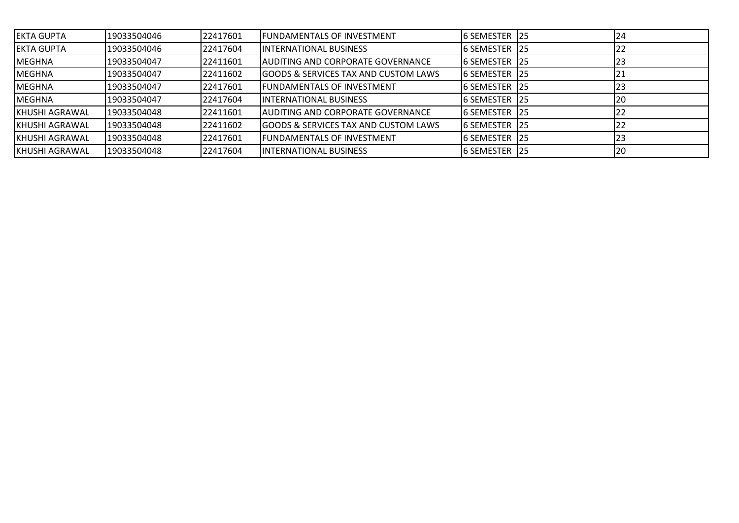| | | | | | | |
|---|---|---|---|---|---|---|
| EKTA GUPTA | 19033504046 | 22417601 | FUNDAMENTALS OF INVESTMENT | 6 SEMESTER | 25 | 24 |
| EKTA GUPTA | 19033504046 | 22417604 | INTERNATIONAL BUSINESS | 6 SEMESTER | 25 | 22 |
| MEGHNA | 19033504047 | 22411601 | AUDITING AND CORPORATE GOVERNANCE | 6 SEMESTER | 25 | 23 |
| MEGHNA | 19033504047 | 22411602 | GOODS & SERVICES TAX AND CUSTOM LAWS | 6 SEMESTER | 25 | 21 |
| MEGHNA | 19033504047 | 22417601 | FUNDAMENTALS OF INVESTMENT | 6 SEMESTER | 25 | 23 |
| MEGHNA | 19033504047 | 22417604 | INTERNATIONAL BUSINESS | 6 SEMESTER | 25 | 20 |
| KHUSHI AGRAWAL | 19033504048 | 22411601 | AUDITING AND CORPORATE GOVERNANCE | 6 SEMESTER | 25 | 22 |
| KHUSHI AGRAWAL | 19033504048 | 22411602 | GOODS & SERVICES TAX AND CUSTOM LAWS | 6 SEMESTER | 25 | 22 |
| KHUSHI AGRAWAL | 19033504048 | 22417601 | FUNDAMENTALS OF INVESTMENT | 6 SEMESTER | 25 | 23 |
| KHUSHI AGRAWAL | 19033504048 | 22417604 | INTERNATIONAL BUSINESS | 6 SEMESTER | 25 | 20 |